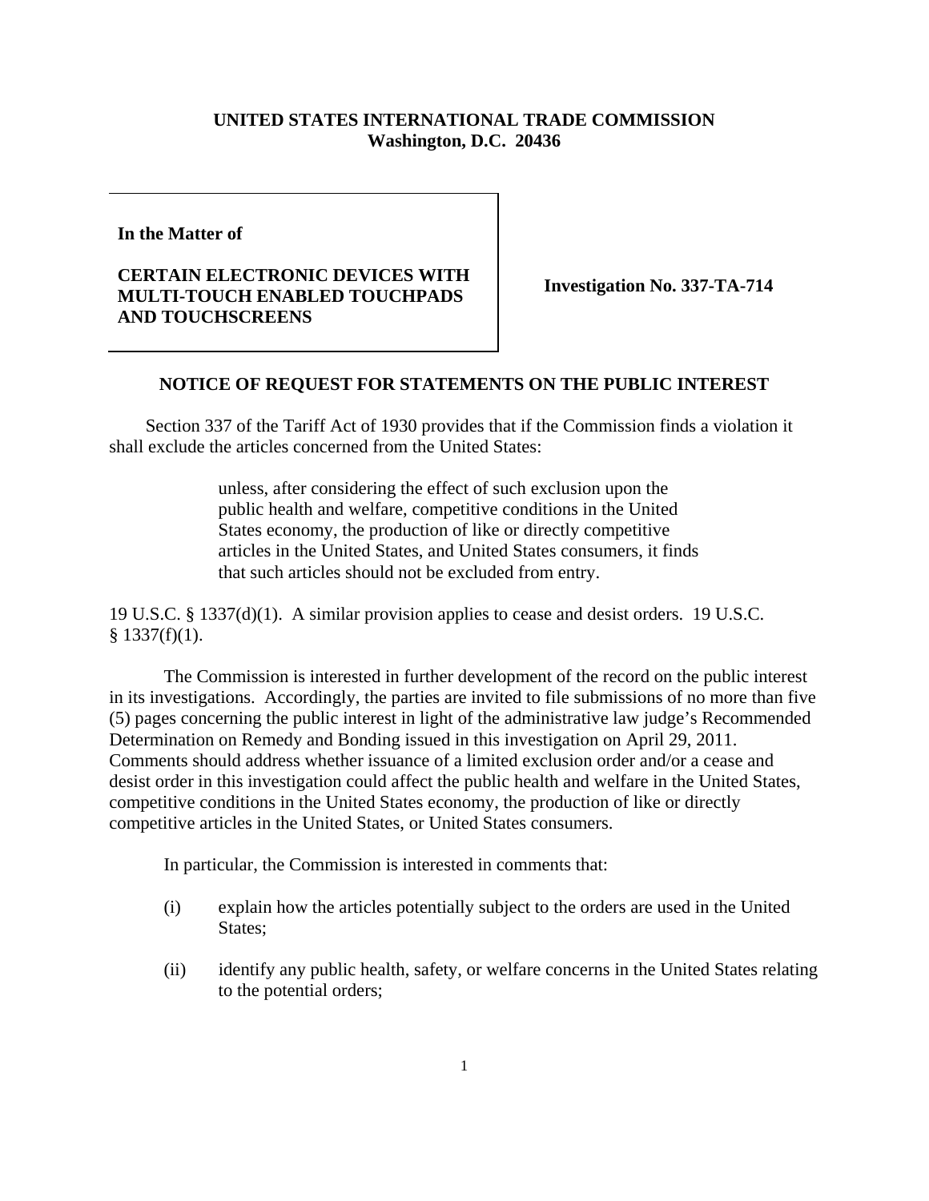**UNITED STATES INTERNATIONAL TRADE COMMISSION**
**Washington, D.C. 20436**

**In the Matter of**

**CERTAIN ELECTRONIC DEVICES WITH MULTI-TOUCH ENABLED TOUCHPADS AND TOUCHSCREENS**

**Investigation No. 337-TA-714**

## NOTICE OF REQUEST FOR STATEMENTS ON THE PUBLIC INTEREST

Section 337 of the Tariff Act of 1930 provides that if the Commission finds a violation it shall exclude the articles concerned from the United States:

> unless, after considering the effect of such exclusion upon the public health and welfare, competitive conditions in the United States economy, the production of like or directly competitive articles in the United States, and United States consumers, it finds that such articles should not be excluded from entry.

19 U.S.C. § 1337(d)(1). A similar provision applies to cease and desist orders. 19 U.S.C. § 1337(f)(1).

The Commission is interested in further development of the record on the public interest in its investigations. Accordingly, the parties are invited to file submissions of no more than five (5) pages concerning the public interest in light of the administrative law judge's Recommended Determination on Remedy and Bonding issued in this investigation on April 29, 2011. Comments should address whether issuance of a limited exclusion order and/or a cease and desist order in this investigation could affect the public health and welfare in the United States, competitive conditions in the United States economy, the production of like or directly competitive articles in the United States, or United States consumers.

In particular, the Commission is interested in comments that:

(i) explain how the articles potentially subject to the orders are used in the United States;

(ii) identify any public health, safety, or welfare concerns in the United States relating to the potential orders;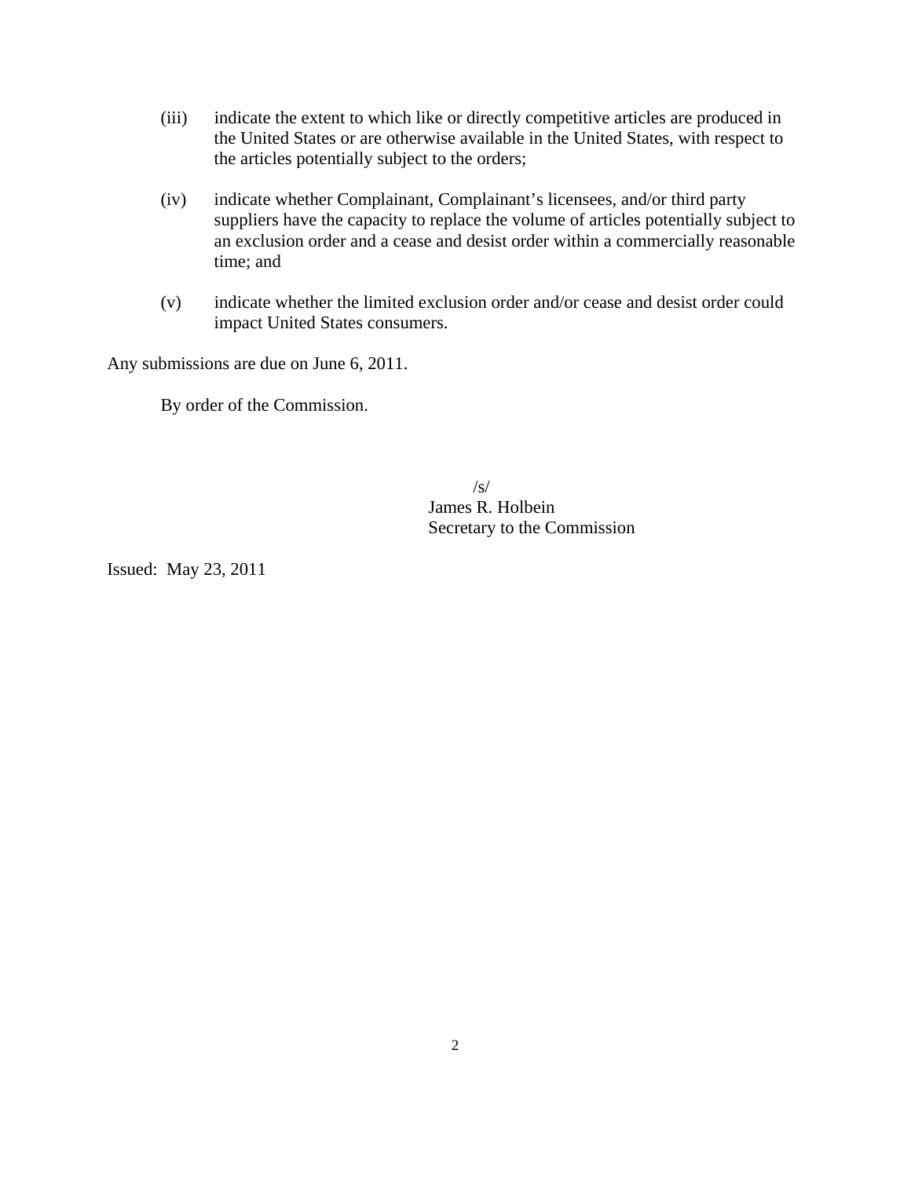(iii) indicate the extent to which like or directly competitive articles are produced in the United States or are otherwise available in the United States, with respect to the articles potentially subject to the orders;

(iv) indicate whether Complainant, Complainant's licensees, and/or third party suppliers have the capacity to replace the volume of articles potentially subject to an exclusion order and a cease and desist order within a commercially reasonable time; and

(v) indicate whether the limited exclusion order and/or cease and desist order could impact United States consumers.

Any submissions are due on June 6, 2011.

By order of the Commission.

/s/
James R. Holbein
Secretary to the Commission

Issued: May 23, 2011